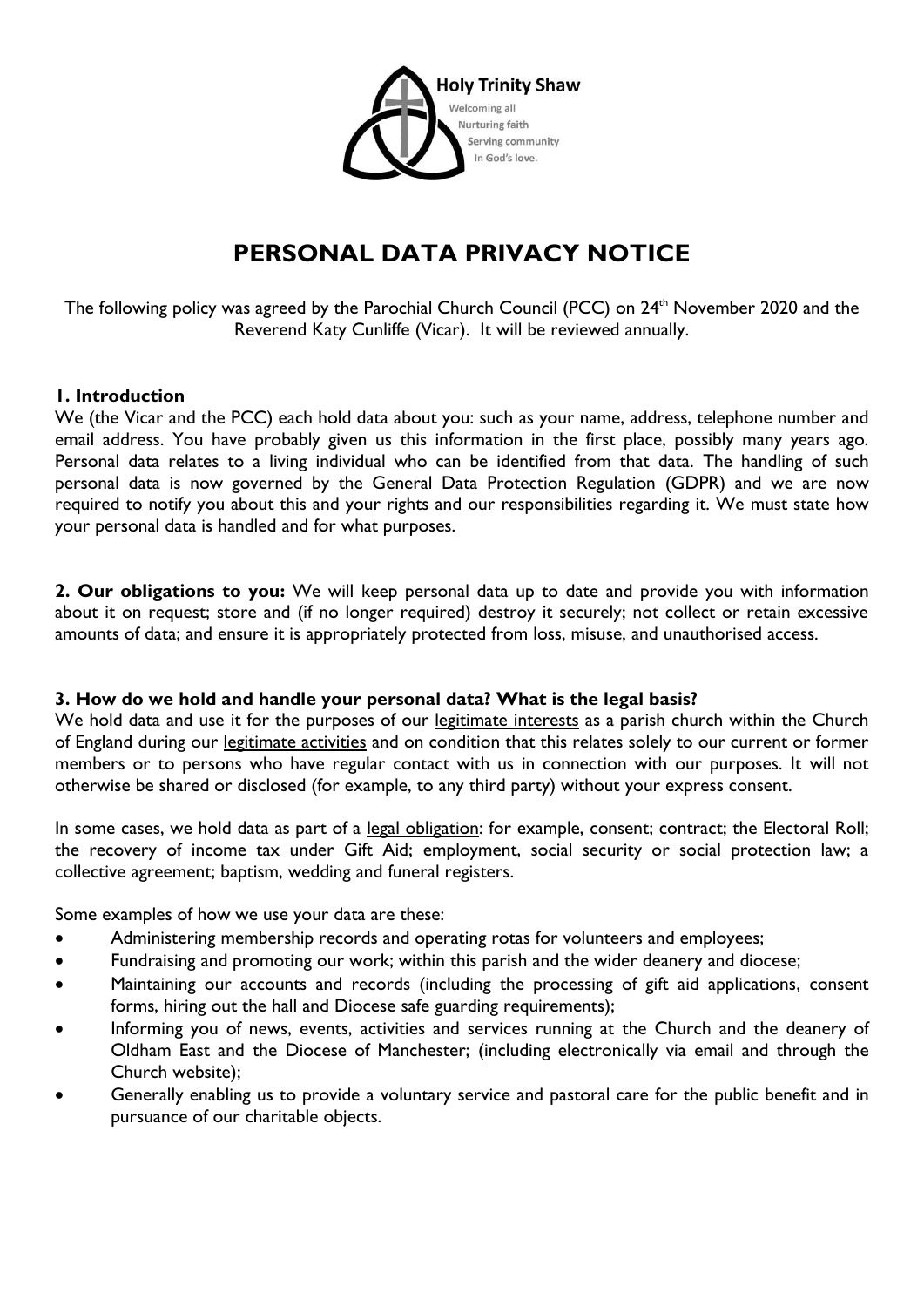Holy Trinity Shaw

Welcoming all
Nurturing faith
Serving community
In God's love.

# PERSONAL DATA PRIVACY NOTICE

The following policy was agreed by the Parochial Church Council (PCC) on 24th November 2020 and the Reverend Katy Cunliffe (Vicar). It will be reviewed annually.

## 1. Introduction

We (the Vicar and the PCC) each hold data about you: such as your name, address, telephone number and email address. You have probably given us this information in the first place, possibly many years ago. Personal data relates to a living individual who can be identified from that data. The handling of such personal data is now governed by the General Data Protection Regulation (GDPR) and we are now required to notify you about this and your rights and our responsibilities regarding it. We must state how your personal data is handled and for what purposes.

**2. Our obligations to you:** We will keep personal data up to date and provide you with information about it on request; store and (if no longer required) destroy it securely; not collect or retain excessive amounts of data; and ensure it is appropriately protected from loss, misuse, and unauthorised access.

## 3. How do we hold and handle your personal data? What is the legal basis?

We hold data and use it for the purposes of our legitimate interests as a parish church within the Church of England during our legitimate activities and on condition that this relates solely to our current or former members or to persons who have regular contact with us in connection with our purposes. It will not otherwise be shared or disclosed (for example, to any third party) without your express consent.

In some cases, we hold data as part of a legal obligation: for example, consent; contract; the Electoral Roll; the recovery of income tax under Gift Aid; employment, social security or social protection law; a collective agreement; baptism, wedding and funeral registers.

Some examples of how we use your data are these:

- Administering membership records and operating rotas for volunteers and employees;
- Fundraising and promoting our work; within this parish and the wider deanery and diocese;
- Maintaining our accounts and records (including the processing of gift aid applications, consent forms, hiring out the hall and Diocese safe guarding requirements);
- Informing you of news, events, activities and services running at the Church and the deanery of Oldham East and the Diocese of Manchester; (including electronically via email and through the Church website);
- Generally enabling us to provide a voluntary service and pastoral care for the public benefit and in pursuance of our charitable objects.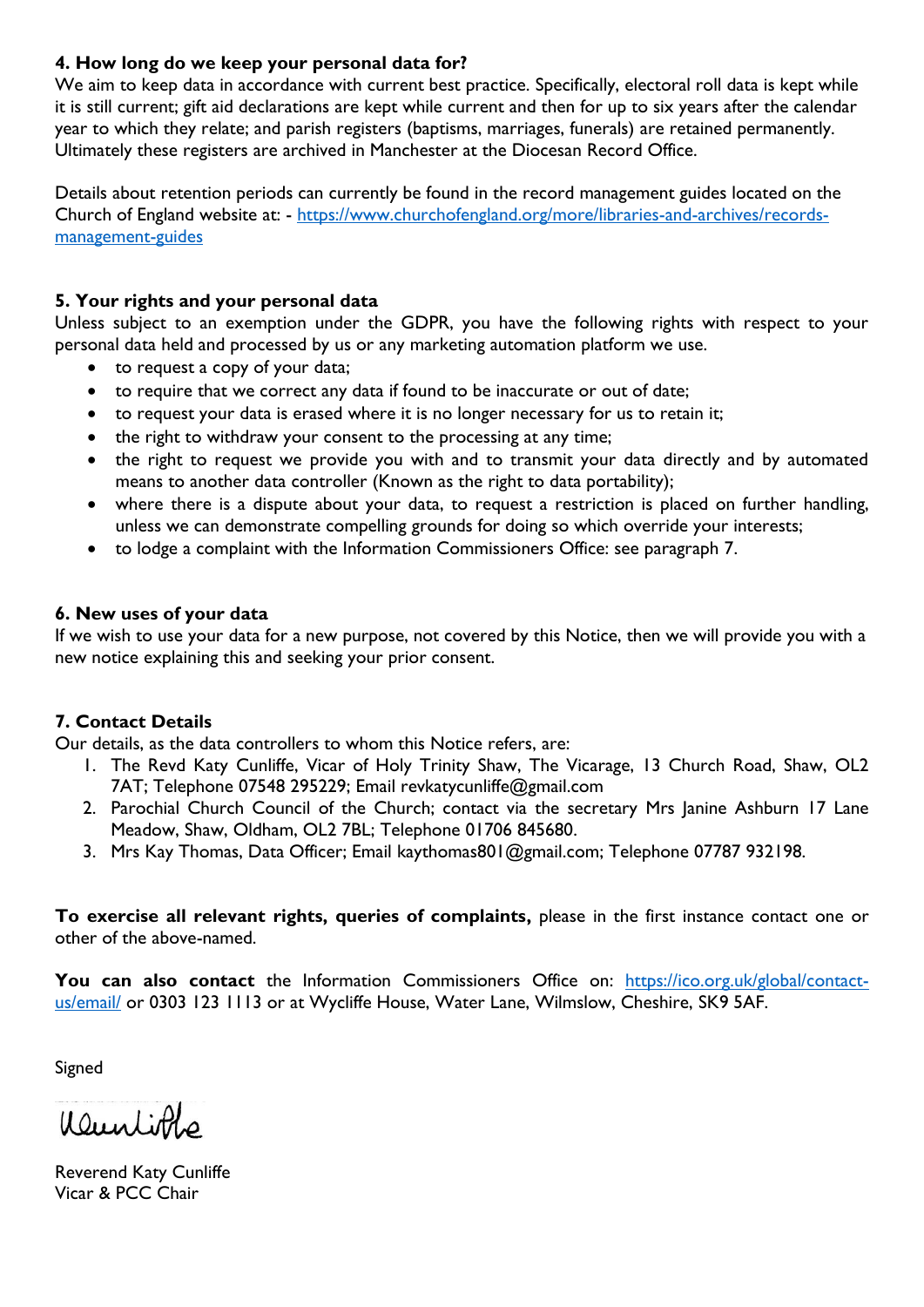### 4. How long do we keep your personal data for?

We aim to keep data in accordance with current best practice. Specifically, electoral roll data is kept while it is still current; gift aid declarations are kept while current and then for up to six years after the calendar year to which they relate; and parish registers (baptisms, marriages, funerals) are retained permanently. Ultimately these registers are archived in Manchester at the Diocesan Record Office.

Details about retention periods can currently be found in the record management guides located on the Church of England website at: - [https://www.churchofengland.org/more/libraries-and-archives/records-management-guides](https://www.churchofengland.org/more/libraries-and-archives/records-management-guides)

### 5. Your rights and your personal data

Unless subject to an exemption under the GDPR, you have the following rights with respect to your personal data held and processed by us or any marketing automation platform we use.

- to request a copy of your data;
- to require that we correct any data if found to be inaccurate or out of date;
- to request your data is erased where it is no longer necessary for us to retain it;
- the right to withdraw your consent to the processing at any time;
- the right to request we provide you with and to transmit your data directly and by automated means to another data controller (Known as the right to data portability);
- where there is a dispute about your data, to request a restriction is placed on further handling, unless we can demonstrate compelling grounds for doing so which override your interests;
- to lodge a complaint with the Information Commissioners Office: see paragraph 7.

### 6. New uses of your data

If we wish to use your data for a new purpose, not covered by this Notice, then we will provide you with a new notice explaining this and seeking your prior consent.

### 7. Contact Details

Our details, as the data controllers to whom this Notice refers, are:

1. The Revd Katy Cunliffe, Vicar of Holy Trinity Shaw, The Vicarage, 13 Church Road, Shaw, OL2 7AT; Telephone 07548 295229; Email revkatycunliffe@gmail.com
2. Parochial Church Council of the Church; contact via the secretary Mrs Janine Ashburn 17 Lane Meadow, Shaw, Oldham, OL2 7BL; Telephone 01706 845680.
3. Mrs Kay Thomas, Data Officer; Email kaythomas801@gmail.com; Telephone 07787 932198.

**To exercise all relevant rights, queries of complaints,** please in the first instance contact one or other of the above-named.

**You can also contact** the Information Commissioners Office on: [https://ico.org.uk/global/contact-us/email/](https://ico.org.uk/global/contact-us/email/) or 0303 123 1113 or at Wycliffe House, Water Lane, Wilmslow, Cheshire, SK9 5AF.

Signed

KCunliffe

Reverend Katy Cunliffe
Vicar & PCC Chair